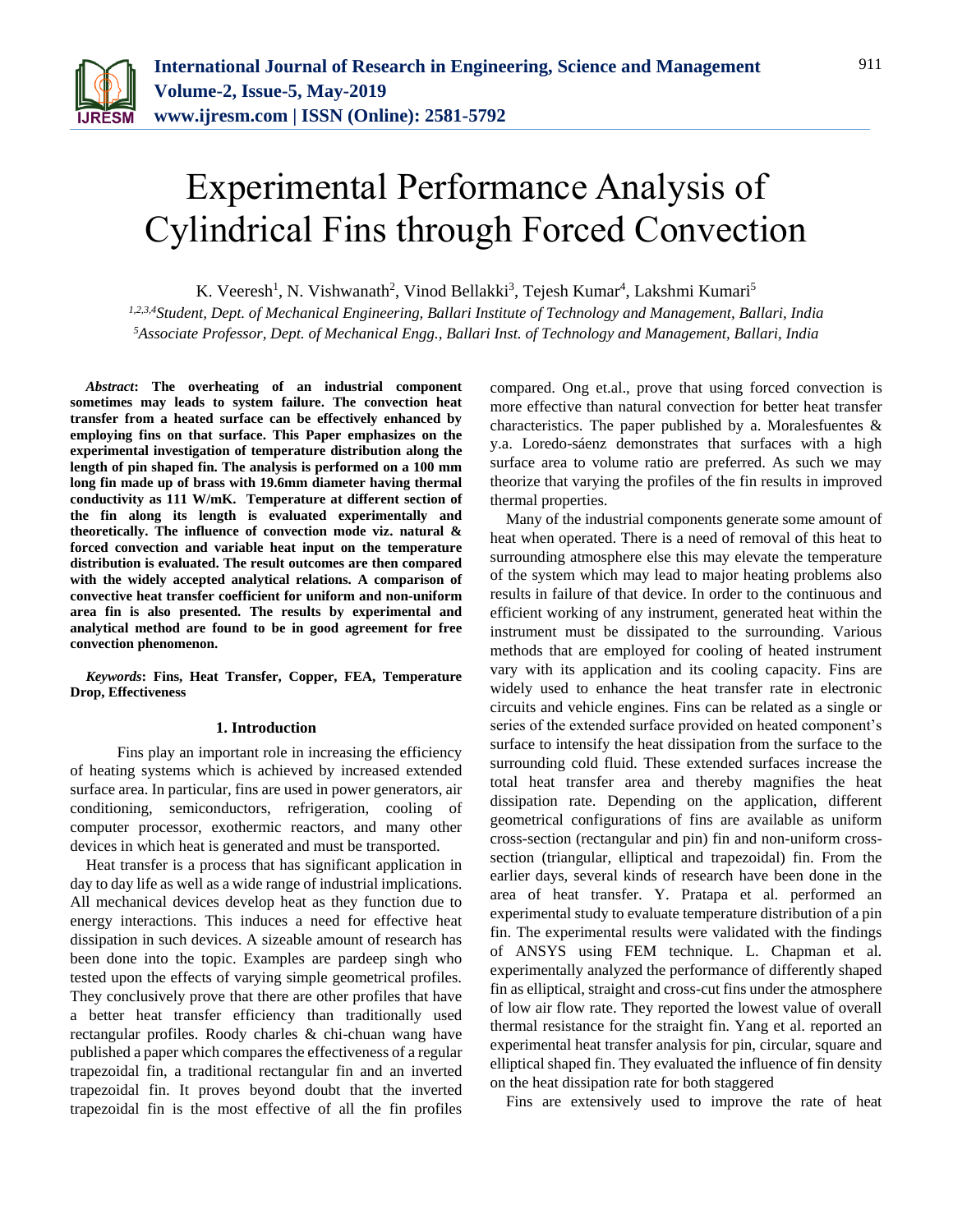# Experimental Performance Analysis of Cylindrical Fins through Forced Convection

K. Veeresh[1], N. Vishwanath[2], Vinod Bellakki[3], Tejesh Kumar[4], Lakshmi Kumari[5]

[1,2,3,4]*Student, Dept. of Mechanical Engineering, Ballari Institute of Technology and Management, Ballari, India*
[5]*Associate Professor, Dept. of Mechanical Engg., Ballari Inst. of Technology and Management, Ballari, India*

***Abstract*: The overheating of an industrial component sometimes may leads to system failure. The convection heat transfer from a heated surface can be effectively enhanced by employing fins on that surface. This Paper emphasizes on the experimental investigation of temperature distribution along the length of pin shaped fin. The analysis is performed on a 100 mm long fin made up of brass with 19.6mm diameter having thermal conductivity as 111 W/mK. Temperature at different section of the fin along its length is evaluated experimentally and theoretically. The influence of convection mode viz. natural & forced convection and variable heat input on the temperature distribution is evaluated. The result outcomes are then compared with the widely accepted analytical relations. A comparison of convective heat transfer coefficient for uniform and non-uniform area fin is also presented. The results by experimental and analytical method are found to be in good agreement for free convection phenomenon.**

***Keywords*: Fins, Heat Transfer, Copper, FEA, Temperature Drop, Effectiveness**

## 1. Introduction

Fins play an important role in increasing the efficiency of heating systems which is achieved by increased extended surface area. In particular, fins are used in power generators, air conditioning, semiconductors, refrigeration, cooling of computer processor, exothermic reactors, and many other devices in which heat is generated and must be transported.

Heat transfer is a process that has significant application in day to day life as well as a wide range of industrial implications. All mechanical devices develop heat as they function due to energy interactions. This induces a need for effective heat dissipation in such devices. A sizeable amount of research has been done into the topic. Examples are pardeep singh who tested upon the effects of varying simple geometrical profiles. They conclusively prove that there are other profiles that have a better heat transfer efficiency than traditionally used rectangular profiles. Roody charles & chi-chuan wang have published a paper which compares the effectiveness of a regular trapezoidal fin, a traditional rectangular fin and an inverted trapezoidal fin. It proves beyond doubt that the inverted trapezoidal fin is the most effective of all the fin profiles compared. Ong et.al., prove that using forced convection is more effective than natural convection for better heat transfer characteristics. The paper published by a. Moralesfuentes & y.a. Loredo-sáenz demonstrates that surfaces with a high surface area to volume ratio are preferred. As such we may theorize that varying the profiles of the fin results in improved thermal properties.

Many of the industrial components generate some amount of heat when operated. There is a need of removal of this heat to surrounding atmosphere else this may elevate the temperature of the system which may lead to major heating problems also results in failure of that device. In order to the continuous and efficient working of any instrument, generated heat within the instrument must be dissipated to the surrounding. Various methods that are employed for cooling of heated instrument vary with its application and its cooling capacity. Fins are widely used to enhance the heat transfer rate in electronic circuits and vehicle engines. Fins can be related as a single or series of the extended surface provided on heated component's surface to intensify the heat dissipation from the surface to the surrounding cold fluid. These extended surfaces increase the total heat transfer area and thereby magnifies the heat dissipation rate. Depending on the application, different geometrical configurations of fins are available as uniform cross-section (rectangular and pin) fin and non-uniform cross-section (triangular, elliptical and trapezoidal) fin. From the earlier days, several kinds of research have been done in the area of heat transfer. Y. Pratapa et al. performed an experimental study to evaluate temperature distribution of a pin fin. The experimental results were validated with the findings of ANSYS using FEM technique. L. Chapman et al. experimentally analyzed the performance of differently shaped fin as elliptical, straight and cross-cut fins under the atmosphere of low air flow rate. They reported the lowest value of overall thermal resistance for the straight fin. Yang et al. reported an experimental heat transfer analysis for pin, circular, square and elliptical shaped fin. They evaluated the influence of fin density on the heat dissipation rate for both staggered

Fins are extensively used to improve the rate of heat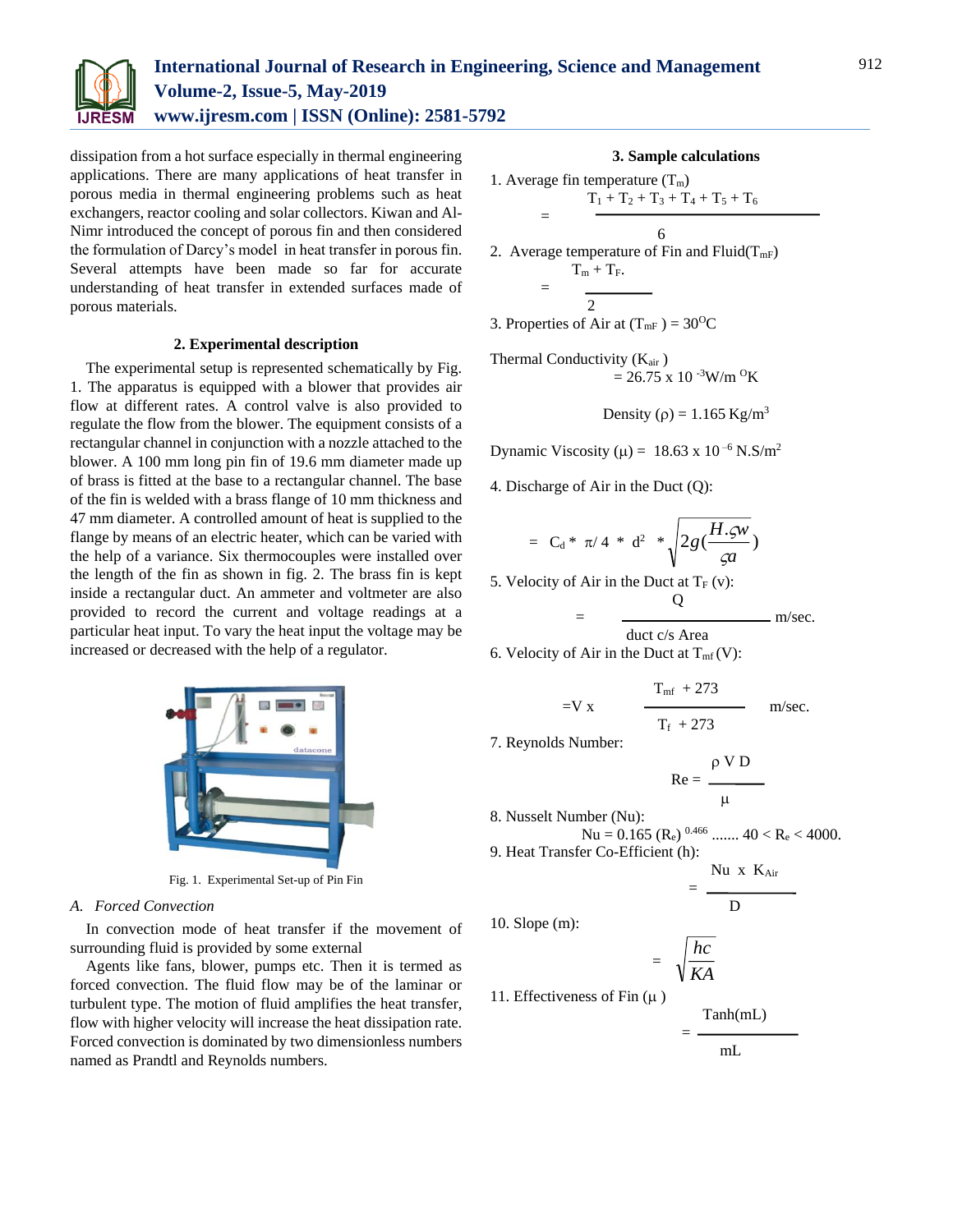dissipation from a hot surface especially in thermal engineering applications. There are many applications of heat transfer in porous media in thermal engineering problems such as heat exchangers, reactor cooling and solar collectors. Kiwan and Al-Nimr introduced the concept of porous fin and then considered the formulation of Darcy's model in heat transfer in porous fin. Several attempts have been made so far for accurate understanding of heat transfer in extended surfaces made of porous materials.

## 2. Experimental description

The experimental setup is represented schematically by Fig. 1. The apparatus is equipped with a blower that provides air flow at different rates. A control valve is also provided to regulate the flow from the blower. The equipment consists of a rectangular channel in conjunction with a nozzle attached to the blower. A 100 mm long pin fin of 19.6 mm diameter made up of brass is fitted at the base to a rectangular channel. The base of the fin is welded with a brass flange of 10 mm thickness and 47 mm diameter. A controlled amount of heat is supplied to the flange by means of an electric heater, which can be varied with the help of a variance. Six thermocouples were installed over the length of the fin as shown in fig. 2. The brass fin is kept inside a rectangular duct. An ammeter and voltmeter are also provided to record the current and voltage readings at a particular heat input. To vary the heat input the voltage may be increased or decreased with the help of a regulator.

Fig. 1. Experimental Set-up of Pin Fin

### *A. Forced Convection*

In convection mode of heat transfer if the movement of surrounding fluid is provided by some external

Agents like fans, blower, pumps etc. Then it is termed as forced convection. The fluid flow may be of the laminar or turbulent type. The motion of fluid amplifies the heat transfer, flow with higher velocity will increase the heat dissipation rate. Forced convection is dominated by two dimensionless numbers named as Prandtl and Reynolds numbers.

## 3. Sample calculations

1. Average fin temperature ($T_m$)

$$= \frac{T_1 + T_2 + T_3 + T_4 + T_5 + T_6}{6}$$

2. Average temperature of Fin and Fluid($T_{mF}$)

$$= \frac{T_m + T_F.}{2}$$

3. Properties of Air at ($T_{mF}$ ) = 30$^O$C

Thermal Conductivity ($K_{air}$ )

$= 26.75 \times 10^{-3}$ W/m $^O$K

Density ($\rho$) = 1.165 Kg/m$^3$

Dynamic Viscosity ($\mu$) = $18.63 \times 10^{-6}$ N.S/m$^2$

4. Discharge of Air in the Duct (Q):

$$= C_d * \pi/4 * d^2 * \sqrt{2g(\frac{H.\varsigma w}{\varsigma a})}$$

5. Velocity of Air in the Duct at $T_F$ (v):

$$= \frac{Q}{\text{duct c/s Area}} \text{ m/sec.}$$

6. Velocity of Air in the Duct at $T_{mf}$ (V):

$$= V \times \frac{T_{mf} + 273}{T_f + 273} \text{ m/sec.}$$

7. Reynolds Number:

$$Re = \frac{\rho V D}{\mu}$$

8. Nusselt Number (Nu):

$$Nu = 0.165 (R_e)^{0.466} \text{ ....... } 40 < R_e < 4000.$$

9. Heat Transfer Co-Efficient (h):

$$= \frac{Nu \times K_{Air}}{D}$$

10. Slope (m):

$$= \sqrt{\frac{hc}{KA}}$$

11. Effectiveness of Fin ($\mu$ )

$$= \frac{\text{Tanh}(mL)}{mL}$$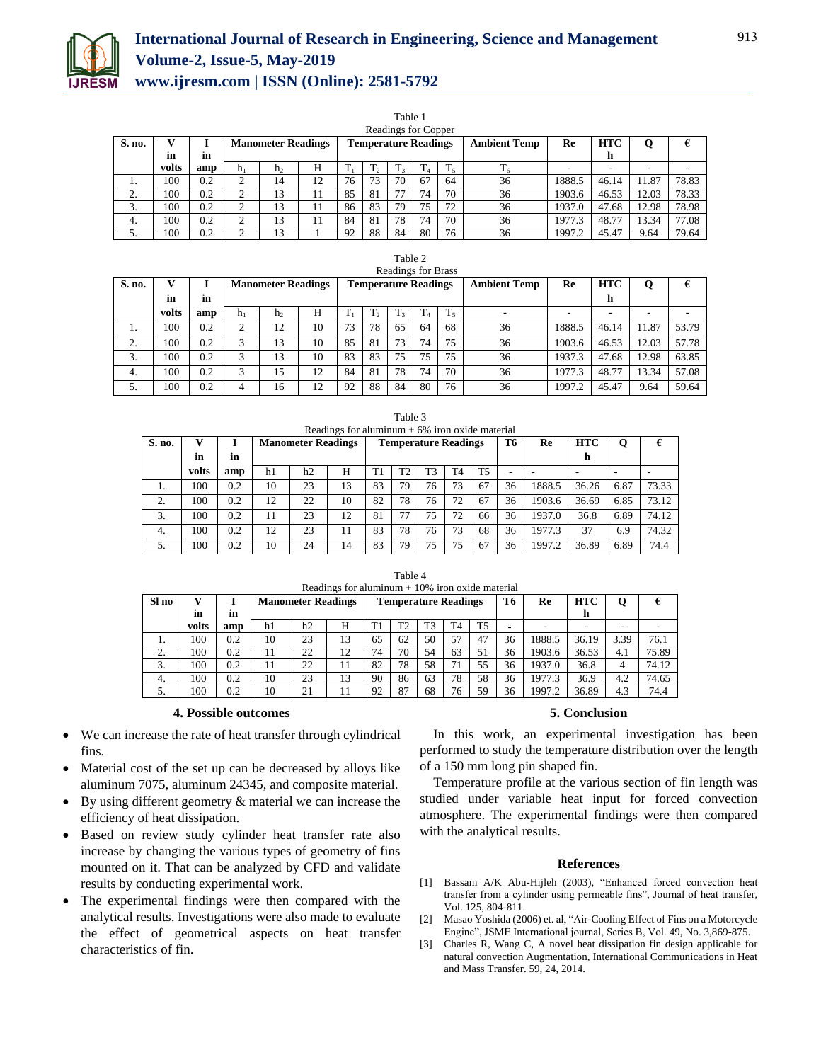Table 1
Readings for Copper

| S. no. | V in volts | I in amp | Manometer Readings | | | Temperature Readings | | | | | Ambient Temp | Re | HTC h | Q | € |
|---|---|---|---|---|---|---|---|---|---|---|---|---|---|---|---|
| | | | $h_1$ | $h_2$ | H | $T_1$ | $T_2$ | $T_3$ | $T_4$ | $T_5$ | $T_6$ | - | - | - | - |
| 1. | 100 | 0.2 | 2 | 14 | 12 | 76 | 73 | 70 | 67 | 64 | 36 | 1888.5 | 46.14 | 11.87 | 78.83 |
| 2. | 100 | 0.2 | 2 | 13 | 11 | 85 | 81 | 77 | 74 | 70 | 36 | 1903.6 | 46.53 | 12.03 | 78.33 |
| 3. | 100 | 0.2 | 2 | 13 | 11 | 86 | 83 | 79 | 75 | 72 | 36 | 1937.0 | 47.68 | 12.98 | 78.98 |
| 4. | 100 | 0.2 | 2 | 13 | 11 | 84 | 81 | 78 | 74 | 70 | 36 | 1977.3 | 48.77 | 13.34 | 77.08 |
| 5. | 100 | 0.2 | 2 | 13 | 1 | 92 | 88 | 84 | 80 | 76 | 36 | 1997.2 | 45.47 | 9.64 | 79.64 |

Table 2
Readings for Brass

| S. no. | V in volts | I in amp | Manometer Readings | | | Temperature Readings | | | | | Ambient Temp | Re | HTC h | Q | € |
|---|---|---|---|---|---|---|---|---|---|---|---|---|---|---|---|
| | | | $h_1$ | $h_2$ | H | $T_1$ | $T_2$ | $T_3$ | $T_4$ | $T_5$ | - | - | - | - | - |
| 1. | 100 | 0.2 | 2 | 12 | 10 | 73 | 78 | 65 | 64 | 68 | 36 | 1888.5 | 46.14 | 11.87 | 53.79 |
| 2. | 100 | 0.2 | 3 | 13 | 10 | 85 | 81 | 73 | 74 | 75 | 36 | 1903.6 | 46.53 | 12.03 | 57.78 |
| 3. | 100 | 0.2 | 3 | 13 | 10 | 83 | 83 | 75 | 75 | 75 | 36 | 1937.3 | 47.68 | 12.98 | 63.85 |
| 4. | 100 | 0.2 | 3 | 15 | 12 | 84 | 81 | 78 | 74 | 70 | 36 | 1977.3 | 48.77 | 13.34 | 57.08 |
| 5. | 100 | 0.2 | 4 | 16 | 12 | 92 | 88 | 84 | 80 | 76 | 36 | 1997.2 | 45.47 | 9.64 | 59.64 |

Table 3
Readings for aluminum + 6% iron oxide material

| S. no. | V in volts | I in amp | Manometer Readings | | | Temperature Readings | | | | | T6 | Re | HTC h | Q | € |
|---|---|---|---|---|---|---|---|---|---|---|---|---|---|---|---|
| | | | h1 | h2 | H | T1 | T2 | T3 | T4 | T5 | - | - | - | - | - |
| 1. | 100 | 0.2 | 10 | 23 | 13 | 83 | 79 | 76 | 73 | 67 | 36 | 1888.5 | 36.26 | 6.87 | 73.33 |
| 2. | 100 | 0.2 | 12 | 22 | 10 | 82 | 78 | 76 | 72 | 67 | 36 | 1903.6 | 36.69 | 6.85 | 73.12 |
| 3. | 100 | 0.2 | 11 | 23 | 12 | 81 | 77 | 75 | 72 | 66 | 36 | 1937.0 | 36.8 | 6.89 | 74.12 |
| 4. | 100 | 0.2 | 12 | 23 | 11 | 83 | 78 | 76 | 73 | 68 | 36 | 1977.3 | 37 | 6.9 | 74.32 |
| 5. | 100 | 0.2 | 10 | 24 | 14 | 83 | 79 | 75 | 75 | 67 | 36 | 1997.2 | 36.89 | 6.89 | 74.4 |

Table 4
Readings for aluminum + 10% iron oxide material

| Sl no | V in volts | I in amp | Manometer Readings | | | Temperature Readings | | | | | T6 | Re | HTC h | Q | € |
|---|---|---|---|---|---|---|---|---|---|---|---|---|---|---|---|
| | | | h1 | h2 | H | T1 | T2 | T3 | T4 | T5 | - | - | - | - | - |
| 1. | 100 | 0.2 | 10 | 23 | 13 | 65 | 62 | 50 | 57 | 47 | 36 | 1888.5 | 36.19 | 3.39 | 76.1 |
| 2. | 100 | 0.2 | 11 | 22 | 12 | 74 | 70 | 54 | 63 | 51 | 36 | 1903.6 | 36.53 | 4.1 | 75.89 |
| 3. | 100 | 0.2 | 11 | 22 | 11 | 82 | 78 | 58 | 71 | 55 | 36 | 1937.0 | 36.8 | 4 | 74.12 |
| 4. | 100 | 0.2 | 10 | 23 | 13 | 90 | 86 | 63 | 78 | 58 | 36 | 1977.3 | 36.9 | 4.2 | 74.65 |
| 5. | 100 | 0.2 | 10 | 21 | 11 | 92 | 87 | 68 | 76 | 59 | 36 | 1997.2 | 36.89 | 4.3 | 74.4 |

## 4. Possible outcomes

- We can increase the rate of heat transfer through cylindrical fins.
- Material cost of the set up can be decreased by alloys like aluminum 7075, aluminum 24345, and composite material.
- By using different geometry & material we can increase the efficiency of heat dissipation.
- Based on review study cylinder heat transfer rate also increase by changing the various types of geometry of fins mounted on it. That can be analyzed by CFD and validate results by conducting experimental work.
- The experimental findings were then compared with the analytical results. Investigations were also made to evaluate the effect of geometrical aspects on heat transfer characteristics of fin.

## 5. Conclusion

In this work, an experimental investigation has been performed to study the temperature distribution over the length of a 150 mm long pin shaped fin.

Temperature profile at the various section of fin length was studied under variable heat input for forced convection atmosphere. The experimental findings were then compared with the analytical results.

## References

[1] Bassam A/K Abu-Hijleh (2003), "Enhanced forced convection heat transfer from a cylinder using permeable fins", Journal of heat transfer, Vol. 125, 804-811.

[2] Masao Yoshida (2006) et. al, "Air-Cooling Effect of Fins on a Motorcycle Engine", JSME International journal, Series B, Vol. 49, No. 3,869-875.

[3] Charles R, Wang C, A novel heat dissipation fin design applicable for natural convection Augmentation, International Communications in Heat and Mass Transfer. 59, 24, 2014.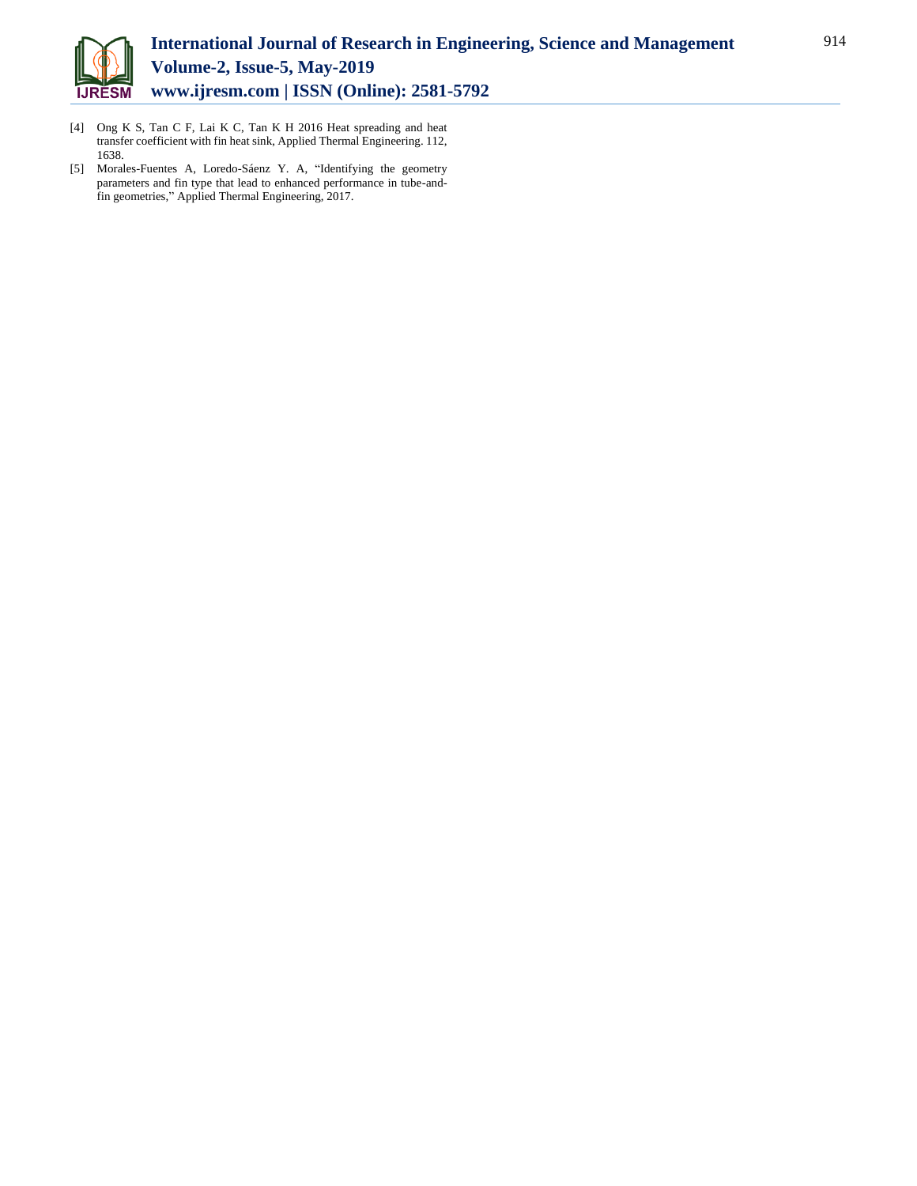[4] Ong K S, Tan C F, Lai K C, Tan K H 2016 Heat spreading and heat transfer coefficient with fin heat sink, Applied Thermal Engineering. 112, 1638.

[5] Morales-Fuentes A, Loredo-Sáenz Y. A, “Identifying the geometry parameters and fin type that lead to enhanced performance in tube-and-fin geometries,” Applied Thermal Engineering, 2017.